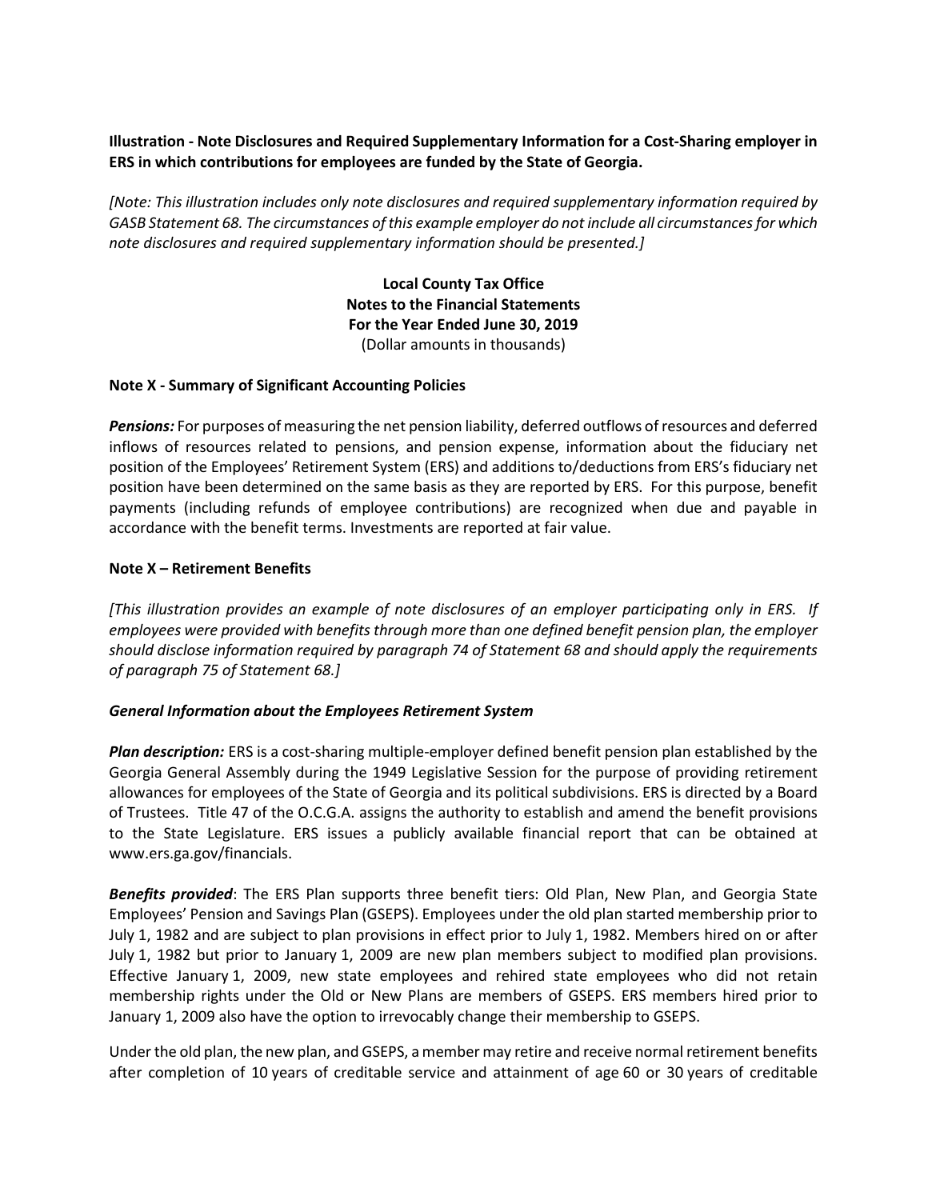**Illustration - Note Disclosures and Required Supplementary Information for a Cost-Sharing employer in ERS in which contributions for employees are funded by the State of Georgia.**

*[Note: This illustration includes only note disclosures and required supplementary information required by GASB Statement 68. The circumstances of this example employer do not include all circumstances for which note disclosures and required supplementary information should be presented.]*

**Local County Tax Office**
**Notes to the Financial Statements**
**For the Year Ended June 30, 2019**
(Dollar amounts in thousands)

**Note X - Summary of Significant Accounting Policies**

***Pensions:*** For purposes of measuring the net pension liability, deferred outflows of resources and deferred inflows of resources related to pensions, and pension expense, information about the fiduciary net position of the Employees' Retirement System (ERS) and additions to/deductions from ERS's fiduciary net position have been determined on the same basis as they are reported by ERS. For this purpose, benefit payments (including refunds of employee contributions) are recognized when due and payable in accordance with the benefit terms. Investments are reported at fair value.

**Note X – Retirement Benefits**

*[This illustration provides an example of note disclosures of an employer participating only in ERS. If employees were provided with benefits through more than one defined benefit pension plan, the employer should disclose information required by paragraph 74 of Statement 68 and should apply the requirements of paragraph 75 of Statement 68.]*

***General Information about the Employees Retirement System***

***Plan description:*** ERS is a cost-sharing multiple-employer defined benefit pension plan established by the Georgia General Assembly during the 1949 Legislative Session for the purpose of providing retirement allowances for employees of the State of Georgia and its political subdivisions. ERS is directed by a Board of Trustees. Title 47 of the O.C.G.A. assigns the authority to establish and amend the benefit provisions to the State Legislature. ERS issues a publicly available financial report that can be obtained at www.ers.ga.gov/financials.

***Benefits provided***: The ERS Plan supports three benefit tiers: Old Plan, New Plan, and Georgia State Employees' Pension and Savings Plan (GSEPS). Employees under the old plan started membership prior to July 1, 1982 and are subject to plan provisions in effect prior to July 1, 1982. Members hired on or after July 1, 1982 but prior to January 1, 2009 are new plan members subject to modified plan provisions. Effective January 1, 2009, new state employees and rehired state employees who did not retain membership rights under the Old or New Plans are members of GSEPS. ERS members hired prior to January 1, 2009 also have the option to irrevocably change their membership to GSEPS.

Under the old plan, the new plan, and GSEPS, a member may retire and receive normal retirement benefits after completion of 10 years of creditable service and attainment of age 60 or 30 years of creditable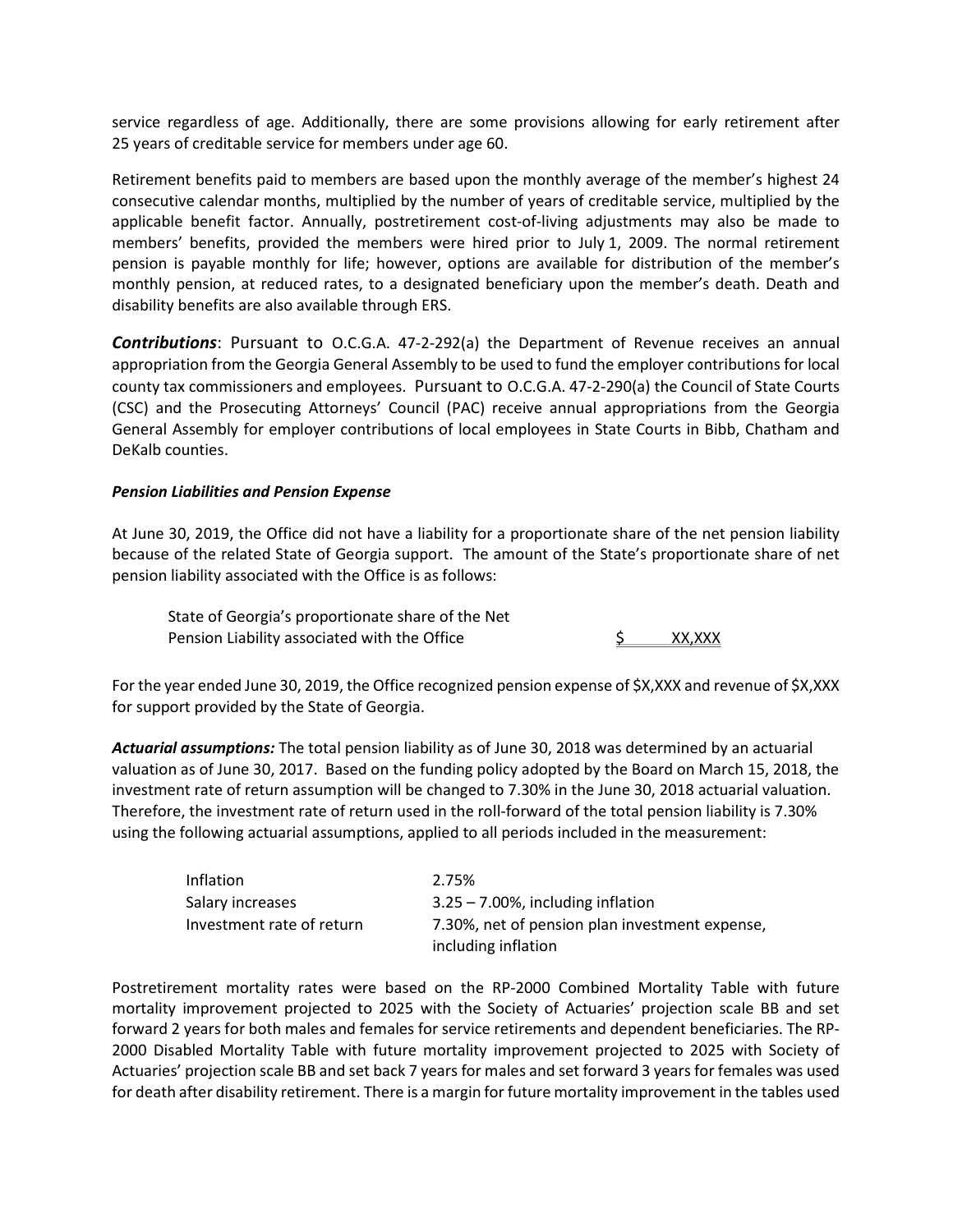service regardless of age. Additionally, there are some provisions allowing for early retirement after 25 years of creditable service for members under age 60.

Retirement benefits paid to members are based upon the monthly average of the member's highest 24 consecutive calendar months, multiplied by the number of years of creditable service, multiplied by the applicable benefit factor. Annually, postretirement cost-of-living adjustments may also be made to members' benefits, provided the members were hired prior to July 1, 2009. The normal retirement pension is payable monthly for life; however, options are available for distribution of the member's monthly pension, at reduced rates, to a designated beneficiary upon the member's death. Death and disability benefits are also available through ERS.

***Contributions***: Pursuant to O.C.G.A. 47-2-292(a) the Department of Revenue receives an annual appropriation from the Georgia General Assembly to be used to fund the employer contributions for local county tax commissioners and employees. Pursuant to O.C.G.A. 47-2-290(a) the Council of State Courts (CSC) and the Prosecuting Attorneys' Council (PAC) receive annual appropriations from the Georgia General Assembly for employer contributions of local employees in State Courts in Bibb, Chatham and DeKalb counties.

***Pension Liabilities and Pension Expense***

At June 30, 2019, the Office did not have a liability for a proportionate share of the net pension liability because of the related State of Georgia support. The amount of the State's proportionate share of net pension liability associated with the Office is as follows:

| | |
|---|---|
| State of Georgia's proportionate share of the Net Pension Liability associated with the Office | $ XX,XXX |

For the year ended June 30, 2019, the Office recognized pension expense of $X,XXX and revenue of $X,XXX for support provided by the State of Georgia.

***Actuarial assumptions:*** The total pension liability as of June 30, 2018 was determined by an actuarial valuation as of June 30, 2017. Based on the funding policy adopted by the Board on March 15, 2018, the investment rate of return assumption will be changed to 7.30% in the June 30, 2018 actuarial valuation. Therefore, the investment rate of return used in the roll-forward of the total pension liability is 7.30% using the following actuarial assumptions, applied to all periods included in the measurement:

| | |
|---|---|
| Inflation | 2.75% |
| Salary increases | 3.25 – 7.00%, including inflation |
| Investment rate of return | 7.30%, net of pension plan investment expense, including inflation |

Postretirement mortality rates were based on the RP-2000 Combined Mortality Table with future mortality improvement projected to 2025 with the Society of Actuaries' projection scale BB and set forward 2 years for both males and females for service retirements and dependent beneficiaries. The RP-2000 Disabled Mortality Table with future mortality improvement projected to 2025 with Society of Actuaries' projection scale BB and set back 7 years for males and set forward 3 years for females was used for death after disability retirement. There is a margin for future mortality improvement in the tables used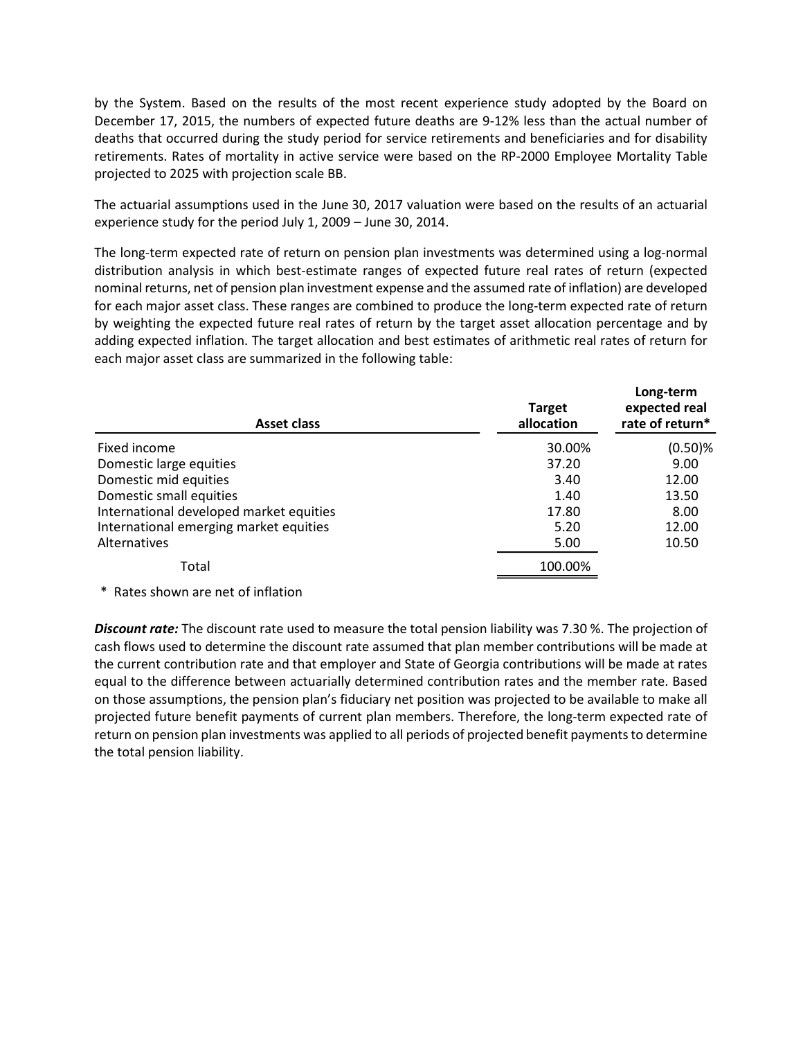by the System. Based on the results of the most recent experience study adopted by the Board on December 17, 2015, the numbers of expected future deaths are 9-12% less than the actual number of deaths that occurred during the study period for service retirements and beneficiaries and for disability retirements. Rates of mortality in active service were based on the RP-2000 Employee Mortality Table projected to 2025 with projection scale BB.

The actuarial assumptions used in the June 30, 2017 valuation were based on the results of an actuarial experience study for the period July 1, 2009 – June 30, 2014.

The long-term expected rate of return on pension plan investments was determined using a log-normal distribution analysis in which best-estimate ranges of expected future real rates of return (expected nominal returns, net of pension plan investment expense and the assumed rate of inflation) are developed for each major asset class. These ranges are combined to produce the long-term expected rate of return by weighting the expected future real rates of return by the target asset allocation percentage and by adding expected inflation. The target allocation and best estimates of arithmetic real rates of return for each major asset class are summarized in the following table:

| Asset class | Target allocation | Long-term expected real rate of return* |
|---|---|---|
| Fixed income | 30.00% | (0.50)% |
| Domestic large equities | 37.20 | 9.00 |
| Domestic mid equities | 3.40 | 12.00 |
| Domestic small equities | 1.40 | 13.50 |
| International developed market equities | 17.80 | 8.00 |
| International emerging market equities | 5.20 | 12.00 |
| Alternatives | 5.00 | 10.50 |
| Total | 100.00% | |

\* Rates shown are net of inflation

***Discount rate:*** The discount rate used to measure the total pension liability was 7.30 %. The projection of cash flows used to determine the discount rate assumed that plan member contributions will be made at the current contribution rate and that employer and State of Georgia contributions will be made at rates equal to the difference between actuarially determined contribution rates and the member rate. Based on those assumptions, the pension plan's fiduciary net position was projected to be available to make all projected future benefit payments of current plan members. Therefore, the long-term expected rate of return on pension plan investments was applied to all periods of projected benefit payments to determine the total pension liability.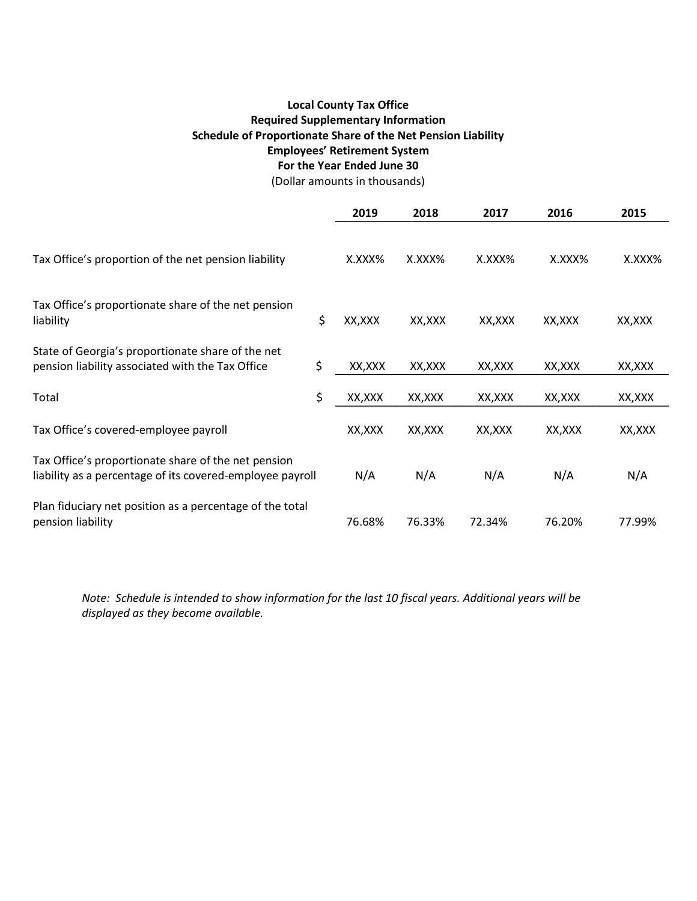**Local County Tax Office**
**Required Supplementary Information**
**Schedule of Proportionate Share of the Net Pension Liability**
**Employees' Retirement System**
**For the Year Ended June 30**
(Dollar amounts in thousands)

| | | 2019 | 2018 | 2017 | 2016 | 2015 |
|---|---|---|---|---|---|---|
| Tax Office's proportion of the net pension liability | | X.XXX% | X.XXX% | X.XXX% | X.XXX% | X.XXX% |
| Tax Office's proportionate share of the net pension liability | $ | XX,XXX | XX,XXX | XX,XXX | XX,XXX | XX,XXX |
| State of Georgia's proportionate share of the net pension liability associated with the Tax Office | $ | XX,XXX | XX,XXX | XX,XXX | XX,XXX | XX,XXX |
| Total | $ | XX,XXX | XX,XXX | XX,XXX | XX,XXX | XX,XXX |
| Tax Office's covered-employee payroll | | XX,XXX | XX,XXX | XX,XXX | XX,XXX | XX,XXX |
| Tax Office's proportionate share of the net pension liability as a percentage of its covered-employee payroll | | N/A | N/A | N/A | N/A | N/A |
| Plan fiduciary net position as a percentage of the total pension liability | | 76.68% | 76.33% | 72.34% | 76.20% | 77.99% |

*Note: Schedule is intended to show information for the last 10 fiscal years. Additional years will be displayed as they become available.*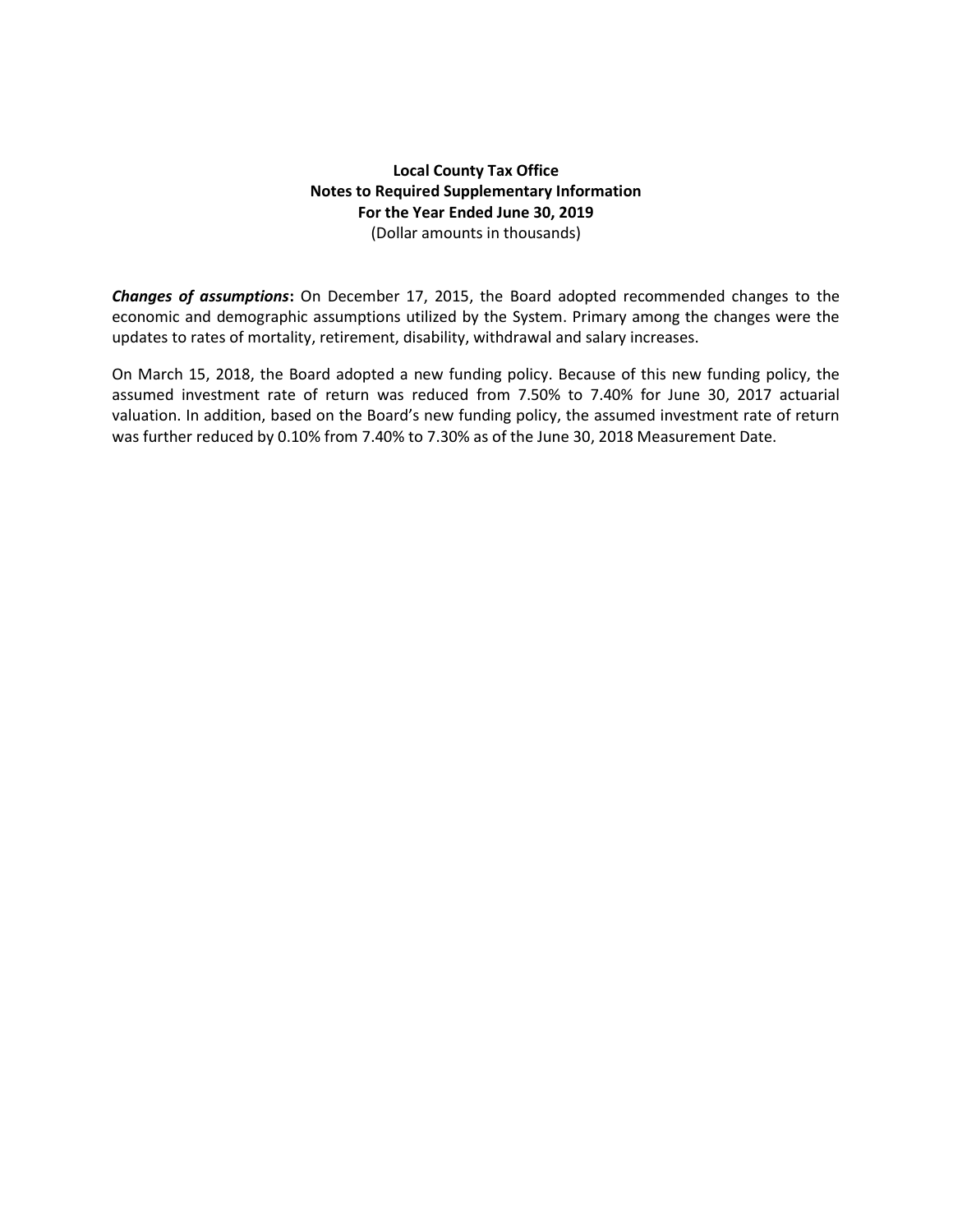**Local County Tax Office**
**Notes to Required Supplementary Information**
**For the Year Ended June 30, 2019**
(Dollar amounts in thousands)

***Changes of assumptions*:** On December 17, 2015, the Board adopted recommended changes to the economic and demographic assumptions utilized by the System. Primary among the changes were the updates to rates of mortality, retirement, disability, withdrawal and salary increases.

On March 15, 2018, the Board adopted a new funding policy. Because of this new funding policy, the assumed investment rate of return was reduced from 7.50% to 7.40% for June 30, 2017 actuarial valuation. In addition, based on the Board's new funding policy, the assumed investment rate of return was further reduced by 0.10% from 7.40% to 7.30% as of the June 30, 2018 Measurement Date.